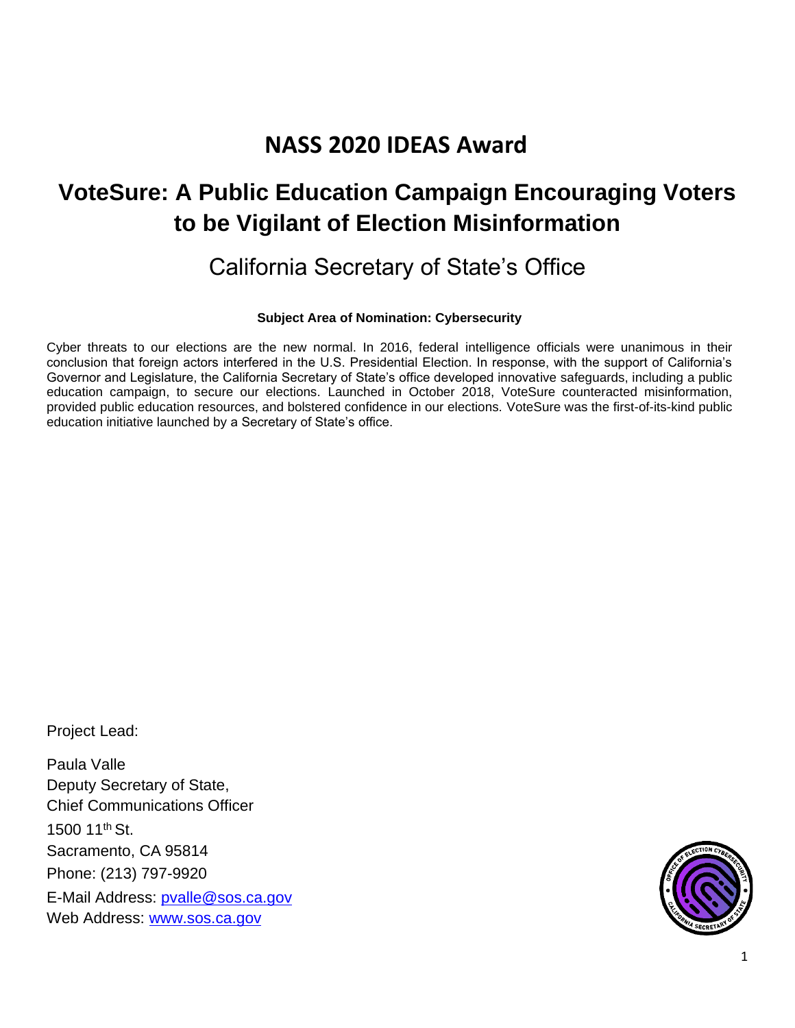# NASS 2020 IDEAS Award

## VoteSure: A Public Education Campaign Encouraging Voters to be Vigilant of Election Misinformation

### California Secretary of State's Office

**Subject Area of Nomination: Cybersecurity**

Cyber threats to our elections are the new normal. In 2016, federal intelligence officials were unanimous in their conclusion that foreign actors interfered in the U.S. Presidential Election. In response, with the support of California's Governor and Legislature, the California Secretary of State's office developed innovative safeguards, including a public education campaign, to secure our elections. Launched in October 2018, VoteSure counteracted misinformation, provided public education resources, and bolstered confidence in our elections. VoteSure was the first-of-its-kind public education initiative launched by a Secretary of State's office.

Project Lead:

Paula Valle
Deputy Secretary of State,
Chief Communications Officer
1500 11th St.
Sacramento, CA 95814
Phone: (213) 797-9920
E-Mail Address: pvalle@sos.ca.gov
Web Address: www.sos.ca.gov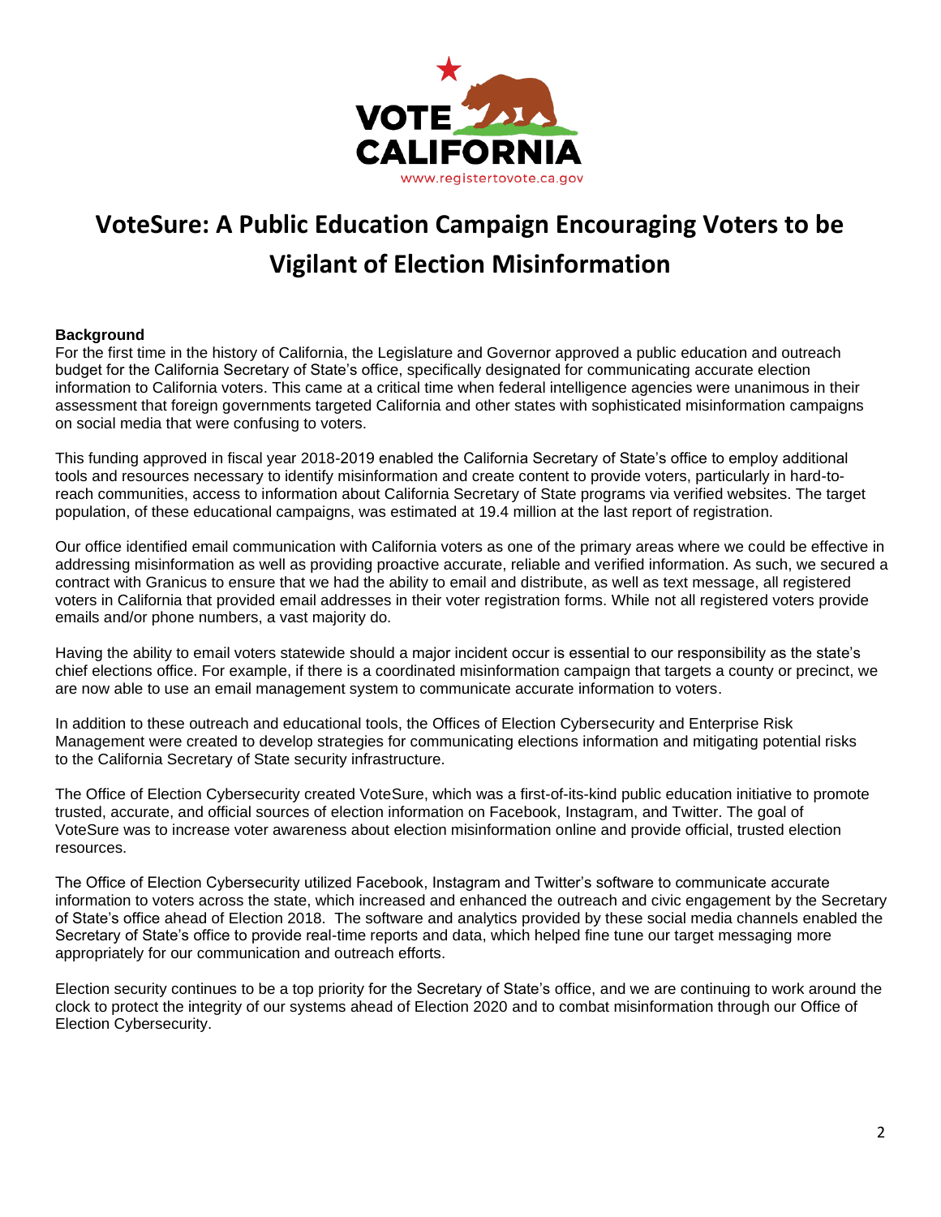# VoteSure: A Public Education Campaign Encouraging Voters to be Vigilant of Election Misinformation

**Background**

For the first time in the history of California, the Legislature and Governor approved a public education and outreach budget for the California Secretary of State's office, specifically designated for communicating accurate election information to California voters. This came at a critical time when federal intelligence agencies were unanimous in their assessment that foreign governments targeted California and other states with sophisticated misinformation campaigns on social media that were confusing to voters.

This funding approved in fiscal year 2018-2019 enabled the California Secretary of State's office to employ additional tools and resources necessary to identify misinformation and create content to provide voters, particularly in hard-to-reach communities, access to information about California Secretary of State programs via verified websites. The target population, of these educational campaigns, was estimated at 19.4 million at the last report of registration.

Our office identified email communication with California voters as one of the primary areas where we could be effective in addressing misinformation as well as providing proactive accurate, reliable and verified information. As such, we secured a contract with Granicus to ensure that we had the ability to email and distribute, as well as text message, all registered voters in California that provided email addresses in their voter registration forms. While not all registered voters provide emails and/or phone numbers, a vast majority do.

Having the ability to email voters statewide should a major incident occur is essential to our responsibility as the state's chief elections office. For example, if there is a coordinated misinformation campaign that targets a county or precinct, we are now able to use an email management system to communicate accurate information to voters.

In addition to these outreach and educational tools, the Offices of Election Cybersecurity and Enterprise Risk Management were created to develop strategies for communicating elections information and mitigating potential risks to the California Secretary of State security infrastructure.

The Office of Election Cybersecurity created VoteSure, which was a first-of-its-kind public education initiative to promote trusted, accurate, and official sources of election information on Facebook, Instagram, and Twitter. The goal of VoteSure was to increase voter awareness about election misinformation online and provide official, trusted election resources.

The Office of Election Cybersecurity utilized Facebook, Instagram and Twitter's software to communicate accurate information to voters across the state, which increased and enhanced the outreach and civic engagement by the Secretary of State's office ahead of Election 2018. The software and analytics provided by these social media channels enabled the Secretary of State's office to provide real-time reports and data, which helped fine tune our target messaging more appropriately for our communication and outreach efforts.

Election security continues to be a top priority for the Secretary of State's office, and we are continuing to work around the clock to protect the integrity of our systems ahead of Election 2020 and to combat misinformation through our Office of Election Cybersecurity.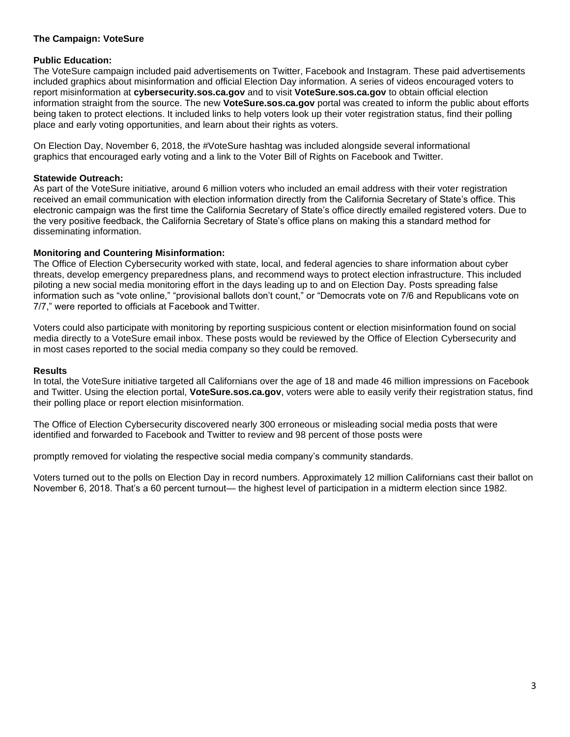## The Campaign: VoteSure

### Public Education:

The VoteSure campaign included paid advertisements on Twitter, Facebook and Instagram. These paid advertisements included graphics about misinformation and official Election Day information. A series of videos encouraged voters to report misinformation at **cybersecurity.sos.ca.gov** and to visit **VoteSure.sos.ca.gov** to obtain official election information straight from the source. The new **VoteSure.sos.ca.gov** portal was created to inform the public about efforts being taken to protect elections. It included links to help voters look up their voter registration status, find their polling place and early voting opportunities, and learn about their rights as voters.

On Election Day, November 6, 2018, the #VoteSure hashtag was included alongside several informational graphics that encouraged early voting and a link to the Voter Bill of Rights on Facebook and Twitter.

### Statewide Outreach:

As part of the VoteSure initiative, around 6 million voters who included an email address with their voter registration received an email communication with election information directly from the California Secretary of State's office. This electronic campaign was the first time the California Secretary of State's office directly emailed registered voters. Due to the very positive feedback, the California Secretary of State's office plans on making this a standard method for disseminating information.

### Monitoring and Countering Misinformation:

The Office of Election Cybersecurity worked with state, local, and federal agencies to share information about cyber threats, develop emergency preparedness plans, and recommend ways to protect election infrastructure. This included piloting a new social media monitoring effort in the days leading up to and on Election Day. Posts spreading false information such as "vote online," "provisional ballots don't count," or "Democrats vote on 7/6 and Republicans vote on 7/7," were reported to officials at Facebook and Twitter.

Voters could also participate with monitoring by reporting suspicious content or election misinformation found on social media directly to a VoteSure email inbox. These posts would be reviewed by the Office of Election Cybersecurity and in most cases reported to the social media company so they could be removed.

### Results

In total, the VoteSure initiative targeted all Californians over the age of 18 and made 46 million impressions on Facebook and Twitter. Using the election portal, **VoteSure.sos.ca.gov**, voters were able to easily verify their registration status, find their polling place or report election misinformation.

The Office of Election Cybersecurity discovered nearly 300 erroneous or misleading social media posts that were identified and forwarded to Facebook and Twitter to review and 98 percent of those posts were promptly removed for violating the respective social media company's community standards.

Voters turned out to the polls on Election Day in record numbers. Approximately 12 million Californians cast their ballot on November 6, 2018. That's a 60 percent turnout— the highest level of participation in a midterm election since 1982.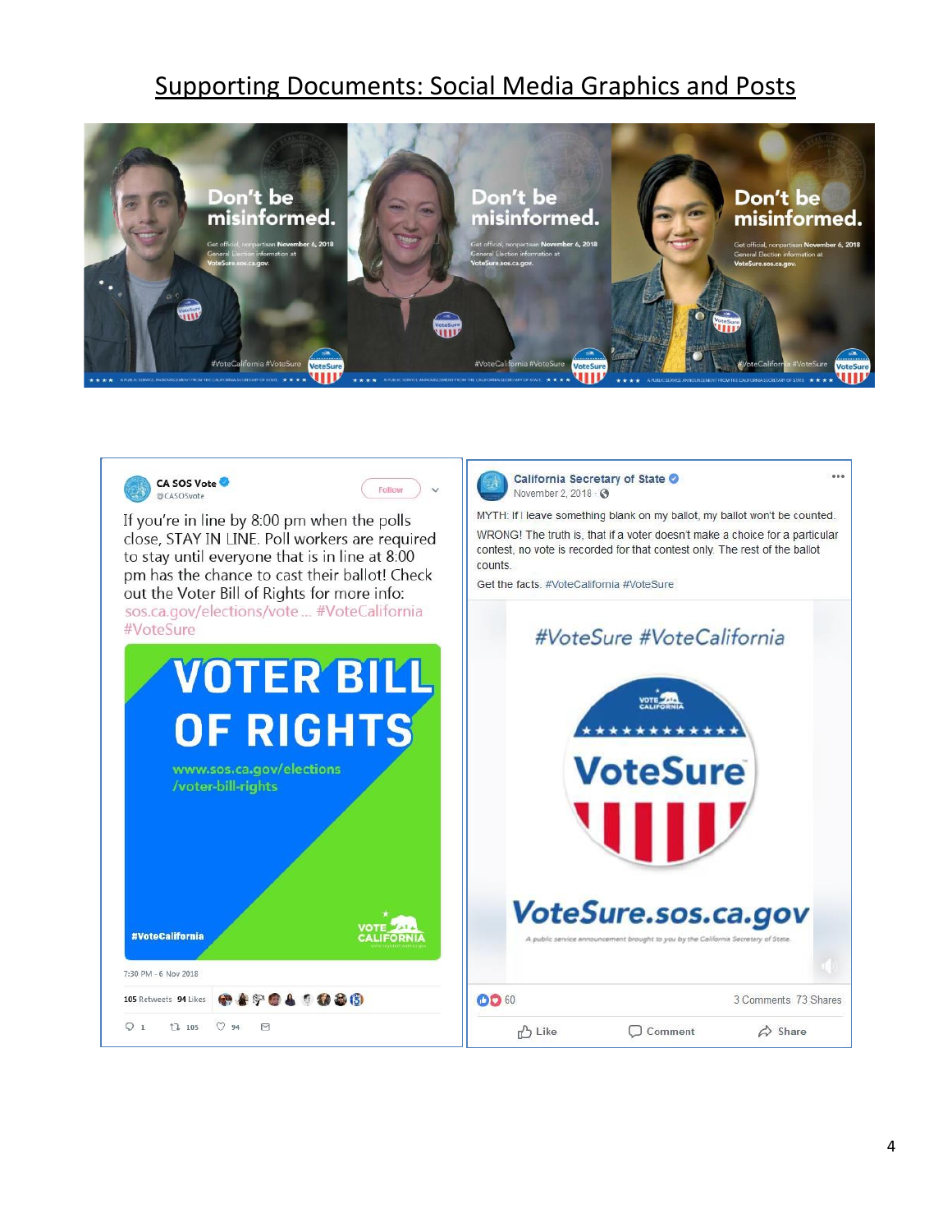# Supporting Documents: Social Media Graphics and Posts

Don't be misinformed.

Get official, nonpartisan November 6, 2018 General Election information at VoteSure.sos.ca.gov.

#VoteCalifornia #VoteSure

CA SOS Vote
@CASOSvote

If you're in line by 8:00 pm when the polls close, STAY IN LINE. Poll workers are required to stay until everyone that is in line at 8:00 pm has the chance to cast their ballot! Check out the Voter Bill of Rights for more info: sos.ca.gov/elections/vote... #VoteCalifornia #VoteSure

VOTER BILL OF RIGHTS
www.sos.ca.gov/elections/voter-bill-rights
#VoteCalifornia

7:30 PM - 6 Nov 2018

105 Retweets 94 Likes

California Secretary of State
November 2, 2018

MYTH: If I leave something blank on my ballot, my ballot won't be counted.

WRONG! The truth is, that if a voter doesn't make a choice for a particular contest, no vote is recorded for that contest only. The rest of the ballot counts.

Get the facts. #VoteCalifornia #VoteSure

#VoteSure #VoteCalifornia

VoteSure.sos.ca.gov

A public service announcement brought to you by the California Secretary of State.

60 · 3 Comments 73 Shares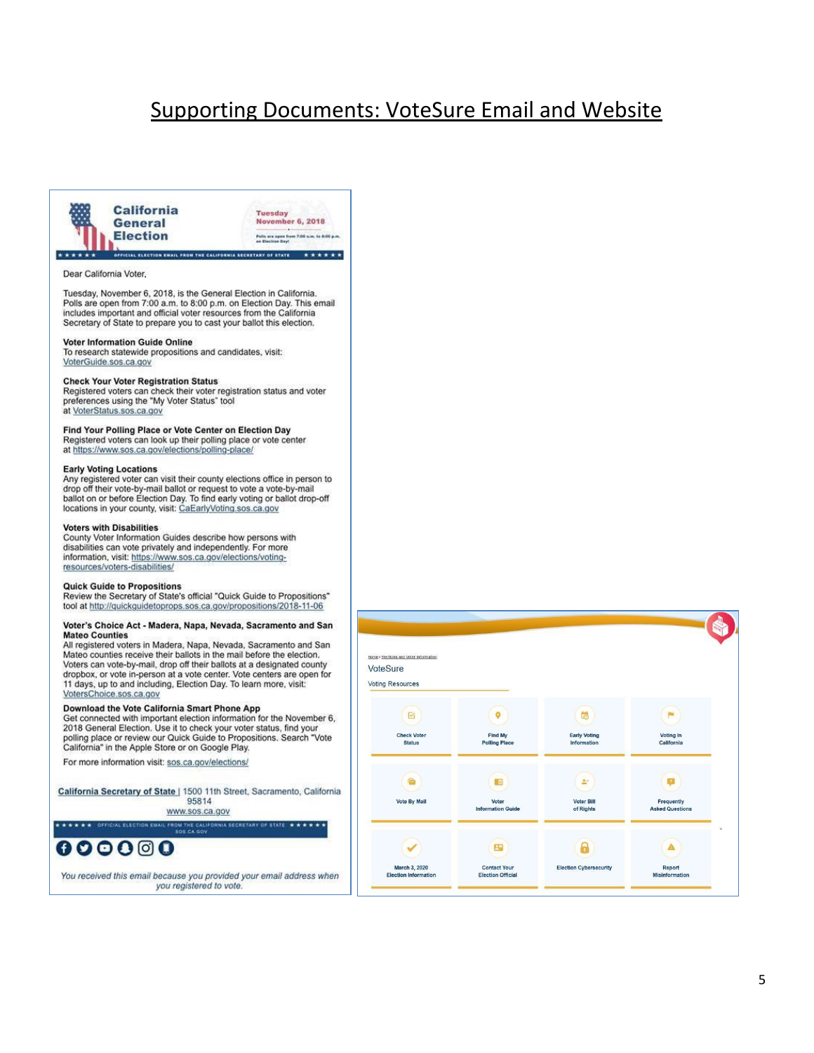# Supporting Documents: VoteSure Email and Website

**California General Election**

Tuesday November 6, 2018

Polls are open from 7:00 a.m. to 8:00 p.m. on Election Day!

OFFICIAL ELECTION EMAIL FROM THE CALIFORNIA SECRETARY OF STATE

Dear California Voter,

Tuesday, November 6, 2018, is the General Election in California. Polls are open from 7:00 a.m. to 8:00 p.m. on Election Day. This email includes important and official voter resources from the California Secretary of State to prepare you to cast your ballot this election.

**Voter Information Guide Online**
To research statewide propositions and candidates, visit: VoterGuide.sos.ca.gov

**Check Your Voter Registration Status**
Registered voters can check their voter registration status and voter preferences using the "My Voter Status" tool at VoterStatus.sos.ca.gov

**Find Your Polling Place or Vote Center on Election Day**
Registered voters can look up their polling place or vote center at https://www.sos.ca.gov/elections/polling-place/

**Early Voting Locations**
Any registered voter can visit their county elections office in person to drop off their vote-by-mail ballot or request to vote a vote-by-mail ballot on or before Election Day. To find early voting or ballot drop-off locations in your county, visit: CaEarlyVoting.sos.ca.gov

**Voters with Disabilities**
County Voter Information Guides describe how persons with disabilities can vote privately and independently. For more information, visit: https://www.sos.ca.gov/elections/voting-resources/voters-disabilities/

**Quick Guide to Propositions**
Review the Secretary of State's official "Quick Guide to Propositions" tool at http://quickguidetoprops.sos.ca.gov/propositions/2018-11-06

**Voter's Choice Act - Madera, Napa, Nevada, Sacramento and San Mateo Counties**
All registered voters in Madera, Napa, Nevada, Sacramento and San Mateo counties receive their ballots in the mail before the election. Voters can vote-by-mail, drop off their ballots at a designated county dropbox, or vote in-person at a vote center. Vote centers are open for 11 days, up to and including, Election Day. To learn more, visit: VotersChoice.sos.ca.gov

**Download the Vote California Smart Phone App**
Get connected with important election information for the November 6, 2018 General Election. Use it to check your voter status, find your polling place or review our Quick Guide to Propositions. Search "Vote California" in the Apple Store or on Google Play.

For more information visit: sos.ca.gov/elections/

California Secretary of State | 1500 11th Street, Sacramento, California 95814
www.sos.ca.gov

OFFICIAL ELECTION EMAIL FROM THE CALIFORNIA SECRETARY OF STATE SOS.CA.GOV

*You received this email because you provided your email address when you registered to vote.*

---

Home › Elections and Voter Information

VoteSure

Voting Resources

| | | | |
|---|---|---|---|
| Check Voter Status | Find My Polling Place | Early Voting Information | Voting in California |
| Vote By Mail | Voter Information Guide | Voter Bill of Rights | Frequently Asked Questions |
| March 3, 2020 Election Information | Contact Your Election Official | Election Cybersecurity | Report Misinformation |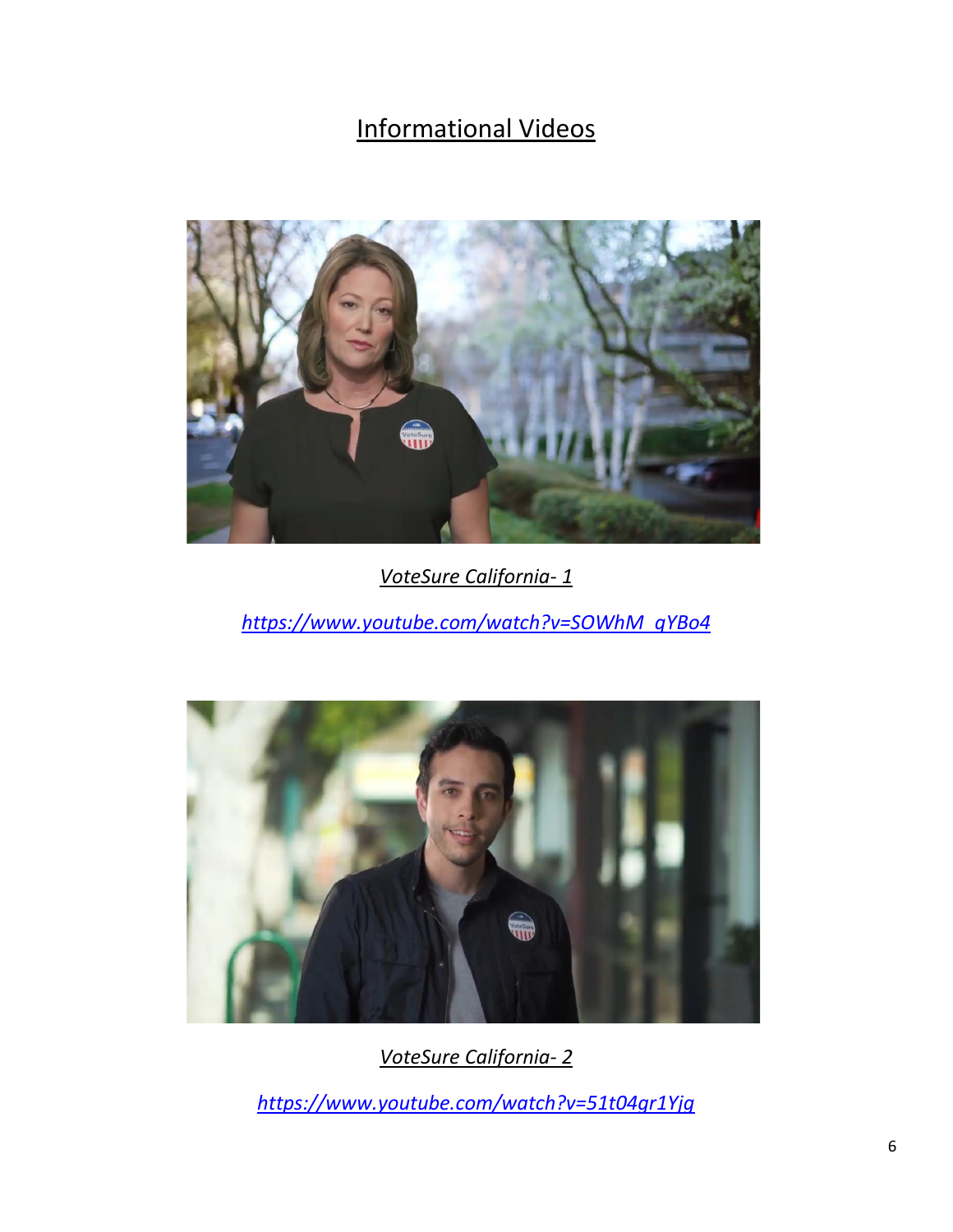# Informational Videos

*VoteSure California- 1*

*https://www.youtube.com/watch?v=SOWhM_qYBo4*

*VoteSure California- 2*

*https://www.youtube.com/watch?v=51t04gr1Yjg*